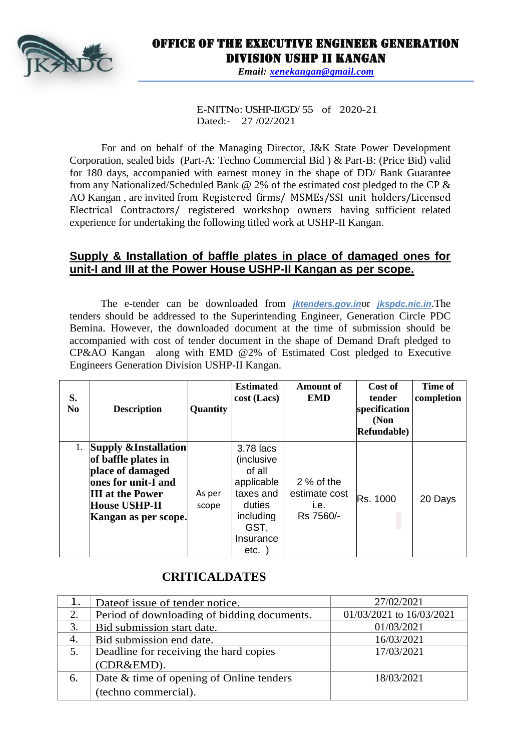# OFFICE OF THE EXECUTIVE ENGINEER GENERATION DIVISION USHP II KANGAN

*Email: xenekangan@gmail.com*

E-NITNo: USHP-II/GD/ 55 of 2020-21
Dated:- 27 /02/2021

For and on behalf of the Managing Director, J&K State Power Development Corporation, sealed bids (Part-A: Techno Commercial Bid ) & Part-B: (Price Bid) valid for 180 days, accompanied with earnest money in the shape of DD/ Bank Guarantee from any Nationalized/Scheduled Bank @ 2% of the estimated cost pledged to the CP & AO Kangan , are invited from Registered firms/ MSMEs/SSI unit holders/Licensed Electrical Contractors/ registered workshop owners having sufficient related experience for undertaking the following titled work at USHP-II Kangan.

## Supply & Installation of baffle plates in place of damaged ones for unit-I and III at the Power House USHP-II Kangan as per scope.

The e-tender can be downloaded from ***jktenders.gov.in*** or ***jkspdc.nic.in***.The tenders should be addressed to the Superintending Engineer, Generation Circle PDC Bemina. However, the downloaded document at the time of submission should be accompanied with cost of tender document in the shape of Demand Draft pledged to CP&AO Kangan along with EMD @2% of Estimated Cost pledged to Executive Engineers Generation Division USHP-II Kangan.

| S. No | Description | Quantity | Estimated cost (Lacs) | Amount of EMD | Cost of tender specification (Non Refundable) | Time of completion |
|---|---|---|---|---|---|---|
| 1. | **Supply &Installation of baffle plates in place of damaged ones for unit-I and III at the Power House USHP-II Kangan as per scope.** | As per scope | 3.78 lacs (inclusive of all applicable taxes and duties including GST, Insurance etc. ) | 2 % of the estimate cost i.e. Rs 7560/- | Rs. 1000 | 20 Days |

## CRITICALDATES

| | | |
|---|---|---|
| 1. | Dateof issue of tender notice. | 27/02/2021 |
| 2. | Period of downloading of bidding documents. | 01/03/2021 to 16/03/2021 |
| 3. | Bid submission start date. | 01/03/2021 |
| 4. | Bid submission end date. | 16/03/2021 |
| 5. | Deadline for receiving the hard copies (CDR&EMD). | 17/03/2021 |
| 6. | Date & time of opening of Online tenders (techno commercial). | 18/03/2021 |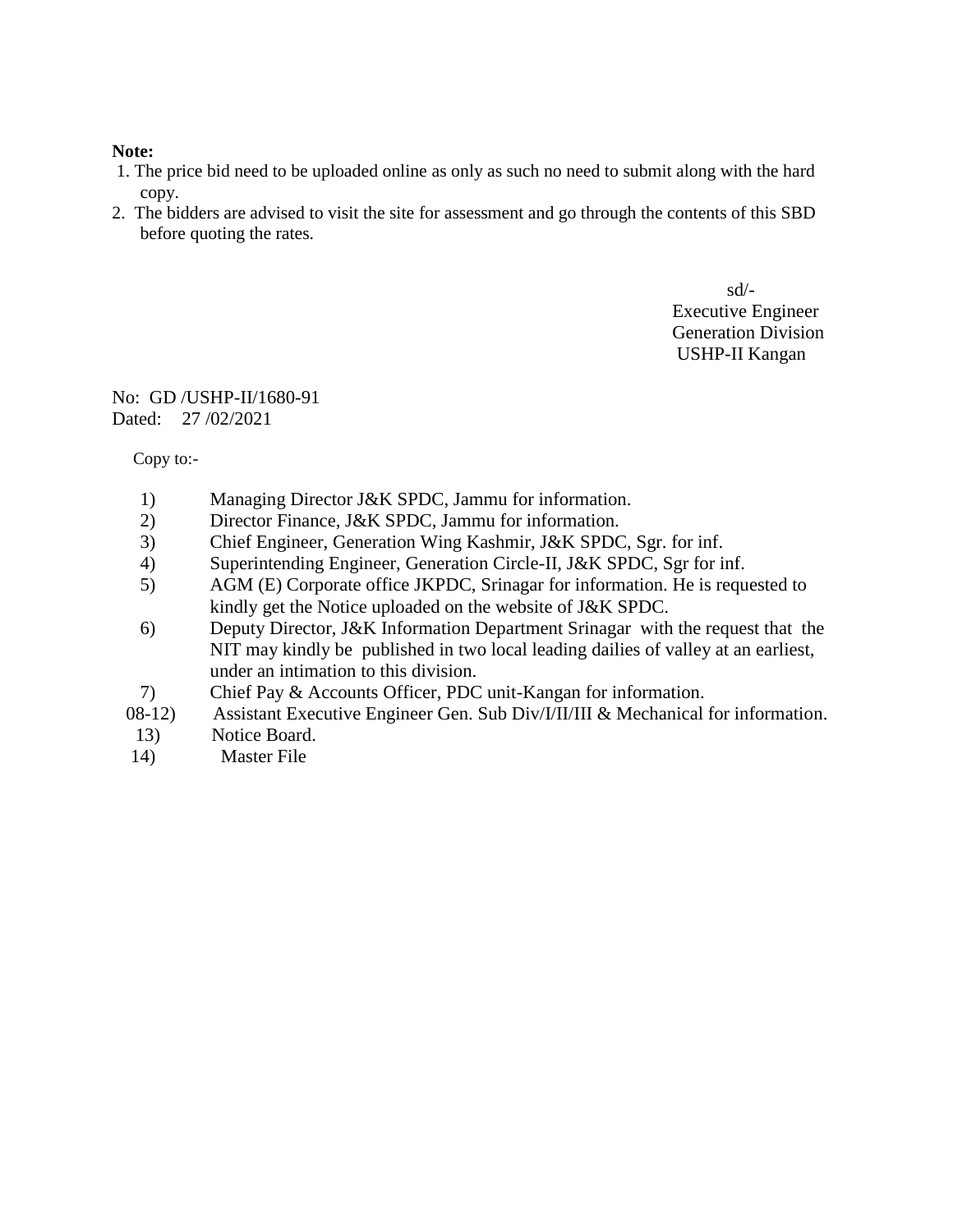**Note:**

1. The price bid need to be uploaded online as only as such no need to submit along with the hard copy.
2. The bidders are advised to visit the site for assessment and go through the contents of this SBD before quoting the rates.

sd/-
Executive Engineer
Generation Division
USHP-II Kangan

No: GD /USHP-II/1680-91
Dated: 27 /02/2021

Copy to:-

1) Managing Director J&K SPDC, Jammu for information.
2) Director Finance, J&K SPDC, Jammu for information.
3) Chief Engineer, Generation Wing Kashmir, J&K SPDC, Sgr. for inf.
4) Superintending Engineer, Generation Circle-II, J&K SPDC, Sgr for inf.
5) AGM (E) Corporate office JKPDC, Srinagar for information. He is requested to kindly get the Notice uploaded on the website of J&K SPDC.
6) Deputy Director, J&K Information Department Srinagar with the request that the NIT may kindly be published in two local leading dailies of valley at an earliest, under an intimation to this division.
7) Chief Pay & Accounts Officer, PDC unit-Kangan for information.
08-12) Assistant Executive Engineer Gen. Sub Div/I/II/III & Mechanical for information.
13) Notice Board.
14) Master File